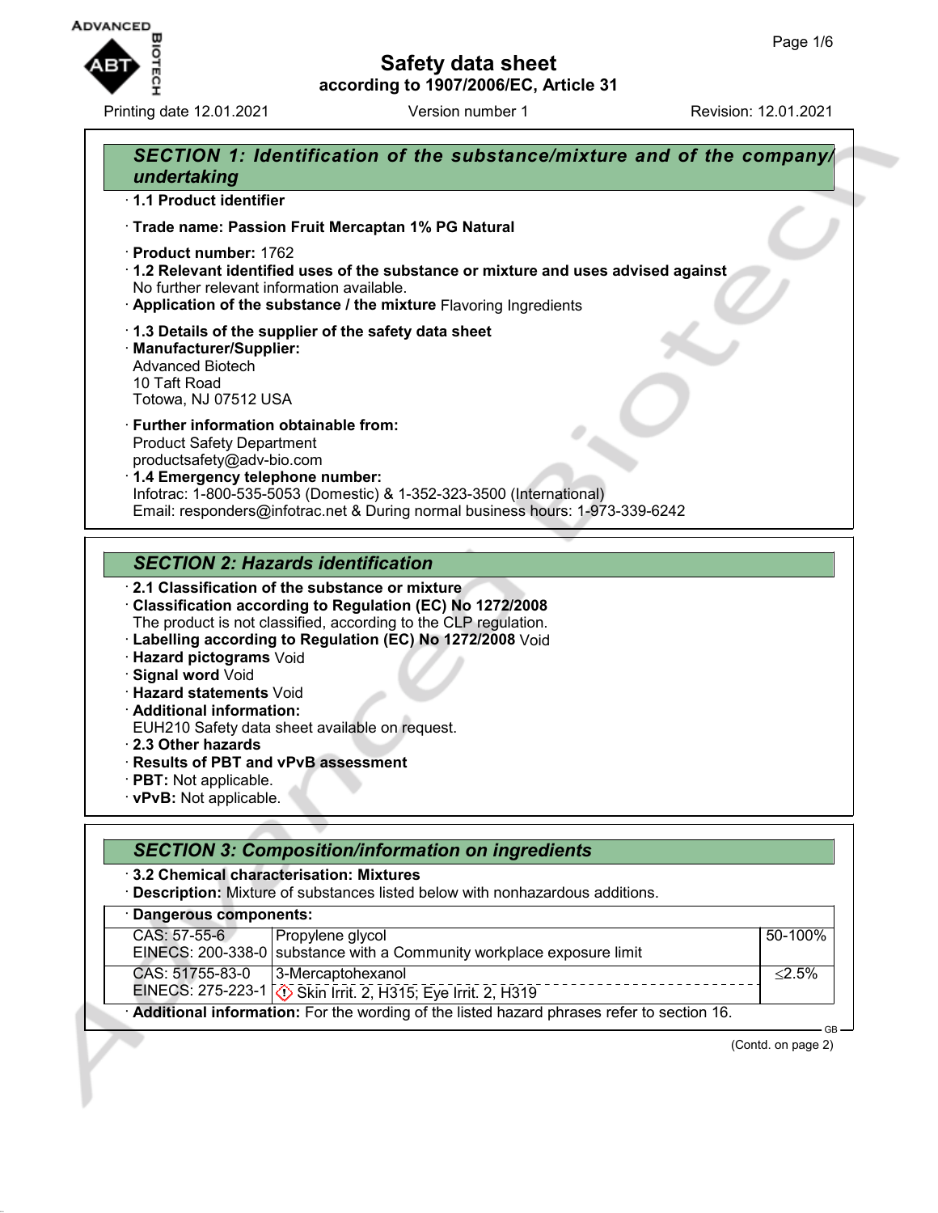# Safety data sheet

according to 1907/2006/EC, Article 31

Printing date 12.01.2021 | Version number 1 | Revision: 12.01.2021

## SECTION 1: Identification of the substance/mixture and of the company/undertaking

· **1.1 Product identifier**

· **Trade name: Passion Fruit Mercaptan 1% PG Natural**

· **Product number:** 1762

· **1.2 Relevant identified uses of the substance or mixture and uses advised against**
No further relevant information available.

· **Application of the substance / the mixture** Flavoring Ingredients

· **1.3 Details of the supplier of the safety data sheet**

· **Manufacturer/Supplier:**
Advanced Biotech
10 Taft Road
Totowa, NJ 07512 USA

· **Further information obtainable from:**
Product Safety Department
productsafety@adv-bio.com

· **1.4 Emergency telephone number:**
Infotrac: 1-800-535-5053 (Domestic) & 1-352-323-3500 (International)
Email: responders@infotrac.net & During normal business hours: 1-973-339-6242

## SECTION 2: Hazards identification

· **2.1 Classification of the substance or mixture**

· **Classification according to Regulation (EC) No 1272/2008**
The product is not classified, according to the CLP regulation.

· **Labelling according to Regulation (EC) No 1272/2008** Void

· **Hazard pictograms** Void

· **Signal word** Void

· **Hazard statements** Void

· **Additional information:**
EUH210 Safety data sheet available on request.

· **2.3 Other hazards**

· **Results of PBT and vPvB assessment**

· **PBT:** Not applicable.

· **vPvB:** Not applicable.

## SECTION 3: Composition/information on ingredients

· **3.2 Chemical characterisation: Mixtures**

· **Description:** Mixture of substances listed below with nonhazardous additions.

· **Dangerous components:**

| Identifiers | Component | Concentration |
|---|---|---|
| CAS: 57-55-6<br>EINECS: 200-338-0 | Propylene glycol<br>substance with a Community workplace exposure limit | 50-100% |
| CAS: 51755-83-0<br>EINECS: 275-223-1 | 3-Mercaptohexanol<br>Skin Irrit. 2, H315; Eye Irrit. 2, H319 | ≤2.5% |

· **Additional information:** For the wording of the listed hazard phrases refer to section 16.

(Contd. on page 2)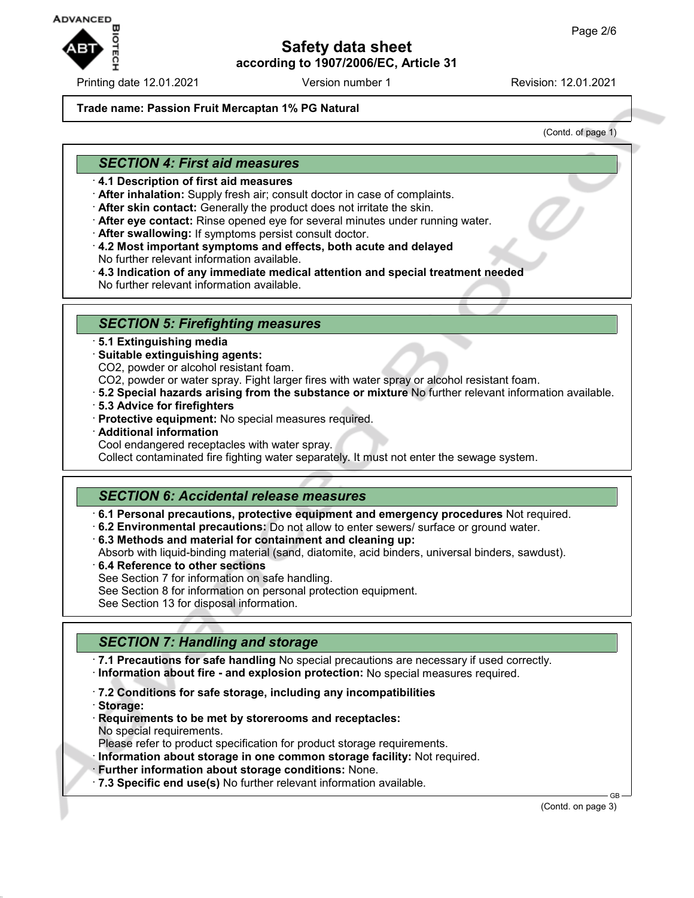Trade name: Passion Fruit Mercaptan 1% PG Natural

(Contd. of page 1)

## SECTION 4: First aid measures

- **4.1 Description of first aid measures**
- **After inhalation:** Supply fresh air; consult doctor in case of complaints.
- **After skin contact:** Generally the product does not irritate the skin.
- **After eye contact:** Rinse opened eye for several minutes under running water.
- **After swallowing:** If symptoms persist consult doctor.
- **4.2 Most important symptoms and effects, both acute and delayed**
  No further relevant information available.
- **4.3 Indication of any immediate medical attention and special treatment needed**
  No further relevant information available.

## SECTION 5: Firefighting measures

- **5.1 Extinguishing media**
- **Suitable extinguishing agents:**
  $CO_2$, powder or alcohol resistant foam.
  $CO_2$, powder or water spray. Fight larger fires with water spray or alcohol resistant foam.
- **5.2 Special hazards arising from the substance or mixture** No further relevant information available.
- **5.3 Advice for firefighters**
- **Protective equipment:** No special measures required.
- **Additional information**
  Cool endangered receptacles with water spray.
  Collect contaminated fire fighting water separately. It must not enter the sewage system.

## SECTION 6: Accidental release measures

- **6.1 Personal precautions, protective equipment and emergency procedures** Not required.
- **6.2 Environmental precautions:** Do not allow to enter sewers/ surface or ground water.
- **6.3 Methods and material for containment and cleaning up:**
  Absorb with liquid-binding material (sand, diatomite, acid binders, universal binders, sawdust).
- **6.4 Reference to other sections**
  See Section 7 for information on safe handling.
  See Section 8 for information on personal protection equipment.
  See Section 13 for disposal information.

## SECTION 7: Handling and storage

- **7.1 Precautions for safe handling** No special precautions are necessary if used correctly.
- **Information about fire - and explosion protection:** No special measures required.
- **7.2 Conditions for safe storage, including any incompatibilities**
- **Storage:**
- **Requirements to be met by storerooms and receptacles:**
  No special requirements.
  Please refer to product specification for product storage requirements.
- **Information about storage in one common storage facility:** Not required.
- **Further information about storage conditions:** None.
- **7.3 Specific end use(s)** No further relevant information available.

(Contd. on page 3)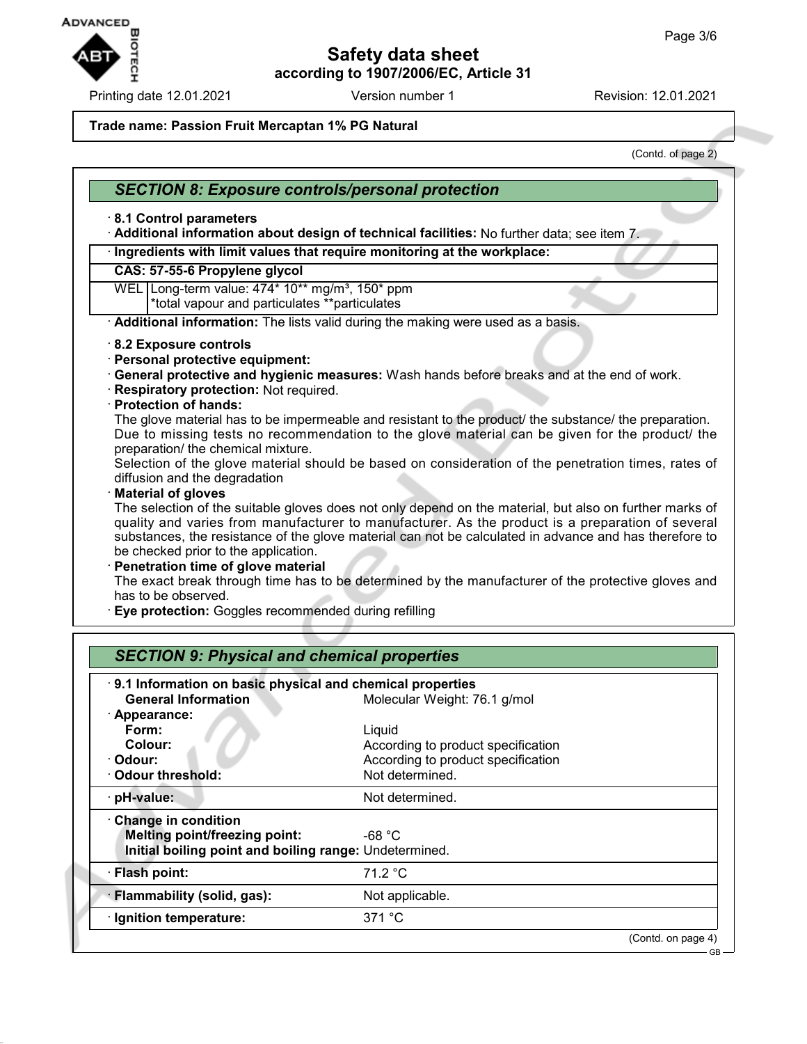**Trade name: Passion Fruit Mercaptan 1% PG Natural**

(Contd. of page 2)

## SECTION 8: Exposure controls/personal protection

· **8.1 Control parameters**

· **Additional information about design of technical facilities:** No further data; see item 7.

| · Ingredients with limit values that require monitoring at the workplace: | |
|---|---|
| **CAS: 57-55-6 Propylene glycol** | |
| WEL | Long-term value: 474* 10** mg/m³, 150* ppm<br>*total vapour and particulates **particulates |

· **Additional information:** The lists valid during the making were used as a basis.

· **8.2 Exposure controls**

· **Personal protective equipment:**

· **General protective and hygienic measures:** Wash hands before breaks and at the end of work.

· **Respiratory protection:** Not required.

· **Protection of hands:**

The glove material has to be impermeable and resistant to the product/ the substance/ the preparation.
Due to missing tests no recommendation to the glove material can be given for the product/ the preparation/ the chemical mixture.
Selection of the glove material should be based on consideration of the penetration times, rates of diffusion and the degradation

· **Material of gloves**

The selection of the suitable gloves does not only depend on the material, but also on further marks of quality and varies from manufacturer to manufacturer. As the product is a preparation of several substances, the resistance of the glove material can not be calculated in advance and has therefore to be checked prior to the application.

· **Penetration time of glove material**

The exact break through time has to be determined by the manufacturer of the protective gloves and has to be observed.

· **Eye protection:** Goggles recommended during refilling

## SECTION 9: Physical and chemical properties

| · 9.1 Information on basic physical and chemical properties | |
|---|---|
| **General Information** | Molecular Weight: 76.1 g/mol |
| · **Appearance:** | |
| **Form:** | Liquid |
| **Colour:** | According to product specification |
| · **Odour:** | According to product specification |
| · **Odour threshold:** | Not determined. |
| · **pH-value:** | Not determined. |
| · **Change in condition** | |
| **Melting point/freezing point:** | -68 °C |
| **Initial boiling point and boiling range:** | Undetermined. |
| · **Flash point:** | 71.2 °C |
| · **Flammability (solid, gas):** | Not applicable. |
| · **Ignition temperature:** | 371 °C |

(Contd. on page 4)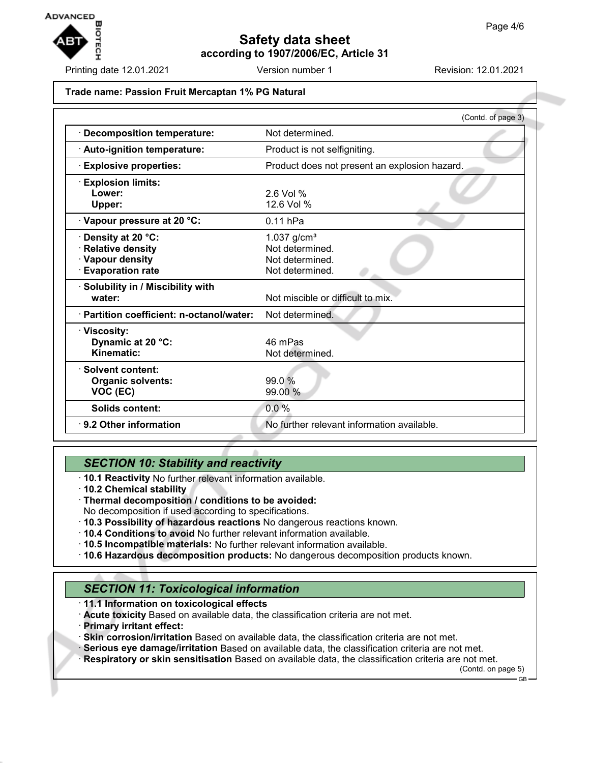**Trade name: Passion Fruit Mercaptan 1% PG Natural**

(Contd. of page 3)

| | |
|---|---|
| · **Decomposition temperature:** | Not determined. |
| · **Auto-ignition temperature:** | Product is not selfigniting. |
| · **Explosive properties:** | Product does not present an explosion hazard. |
| · **Explosion limits:** | |
| **Lower:** | 2.6 Vol % |
| **Upper:** | 12.6 Vol % |
| · **Vapour pressure at 20 °C:** | 0.11 hPa |
| · **Density at 20 °C:** | 1.037 g/cm³ |
| · **Relative density** | Not determined. |
| · **Vapour density** | Not determined. |
| · **Evaporation rate** | Not determined. |
| · **Solubility in / Miscibility with water:** | Not miscible or difficult to mix. |
| · **Partition coefficient: n-octanol/water:** | Not determined. |
| · **Viscosity:** | |
| **Dynamic at 20 °C:** | 46 mPas |
| **Kinematic:** | Not determined. |
| · **Solvent content:** | |
| **Organic solvents:** | 99.0 % |
| **VOC (EC)** | 99.00 % |
| **Solids content:** | 0.0 % |
| · **9.2 Other information** | No further relevant information available. |

## *SECTION 10: Stability and reactivity*

· **10.1 Reactivity** No further relevant information available.
· **10.2 Chemical stability**
· **Thermal decomposition / conditions to be avoided:**
No decomposition if used according to specifications.
· **10.3 Possibility of hazardous reactions** No dangerous reactions known.
· **10.4 Conditions to avoid** No further relevant information available.
· **10.5 Incompatible materials:** No further relevant information available.
· **10.6 Hazardous decomposition products:** No dangerous decomposition products known.

## *SECTION 11: Toxicological information*

· **11.1 Information on toxicological effects**
· **Acute toxicity** Based on available data, the classification criteria are not met.
· **Primary irritant effect:**
· **Skin corrosion/irritation** Based on available data, the classification criteria are not met.
· **Serious eye damage/irritation** Based on available data, the classification criteria are not met.
· **Respiratory or skin sensitisation** Based on available data, the classification criteria are not met.

(Contd. on page 5)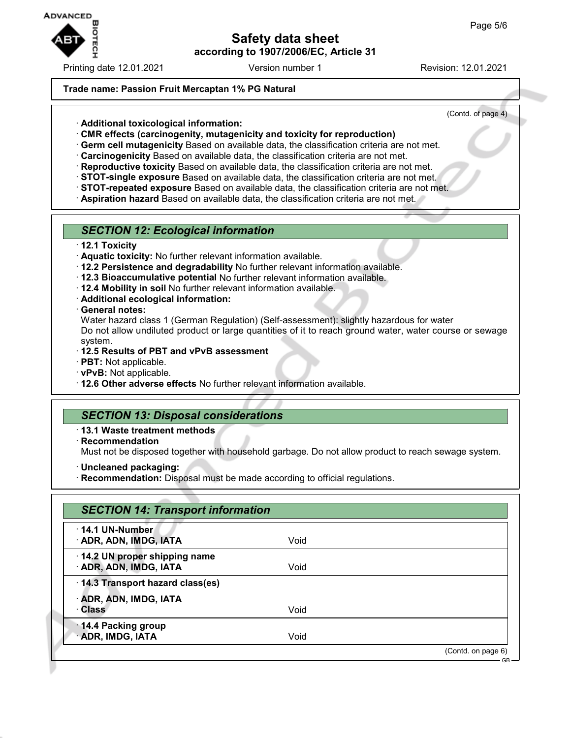**Trade name: Passion Fruit Mercaptan 1% PG Natural**

(Contd. of page 4)

· **Additional toxicological information:**
· **CMR effects (carcinogenity, mutagenicity and toxicity for reproduction)**
· **Germ cell mutagenicity** Based on available data, the classification criteria are not met.
· **Carcinogenicity** Based on available data, the classification criteria are not met.
· **Reproductive toxicity** Based on available data, the classification criteria are not met.
· **STOT-single exposure** Based on available data, the classification criteria are not met.
· **STOT-repeated exposure** Based on available data, the classification criteria are not met.
· **Aspiration hazard** Based on available data, the classification criteria are not met.

## *SECTION 12: Ecological information*

· **12.1 Toxicity**
· **Aquatic toxicity:** No further relevant information available.
· **12.2 Persistence and degradability** No further relevant information available.
· **12.3 Bioaccumulative potential** No further relevant information available.
· **12.4 Mobility in soil** No further relevant information available.
· **Additional ecological information:**
· **General notes:**
Water hazard class 1 (German Regulation) (Self-assessment): slightly hazardous for water
Do not allow undiluted product or large quantities of it to reach ground water, water course or sewage system.
· **12.5 Results of PBT and vPvB assessment**
· **PBT:** Not applicable.
· **vPvB:** Not applicable.
· **12.6 Other adverse effects** No further relevant information available.

## *SECTION 13: Disposal considerations*

· **13.1 Waste treatment methods**
· **Recommendation**
Must not be disposed together with household garbage. Do not allow product to reach sewage system.

· **Uncleaned packaging:**
· **Recommendation:** Disposal must be made according to official regulations.

## *SECTION 14: Transport information*

| | |
|---|---|
| · **14.1 UN-Number** | |
| · **ADR, ADN, IMDG, IATA** | Void |
| · **14.2 UN proper shipping name** | |
| · **ADR, ADN, IMDG, IATA** | Void |
| · **14.3 Transport hazard class(es)** | |
| · **ADR, ADN, IMDG, IATA** | |
| · **Class** | Void |
| · **14.4 Packing group** | |
| · **ADR, IMDG, IATA** | Void |

(Contd. on page 6)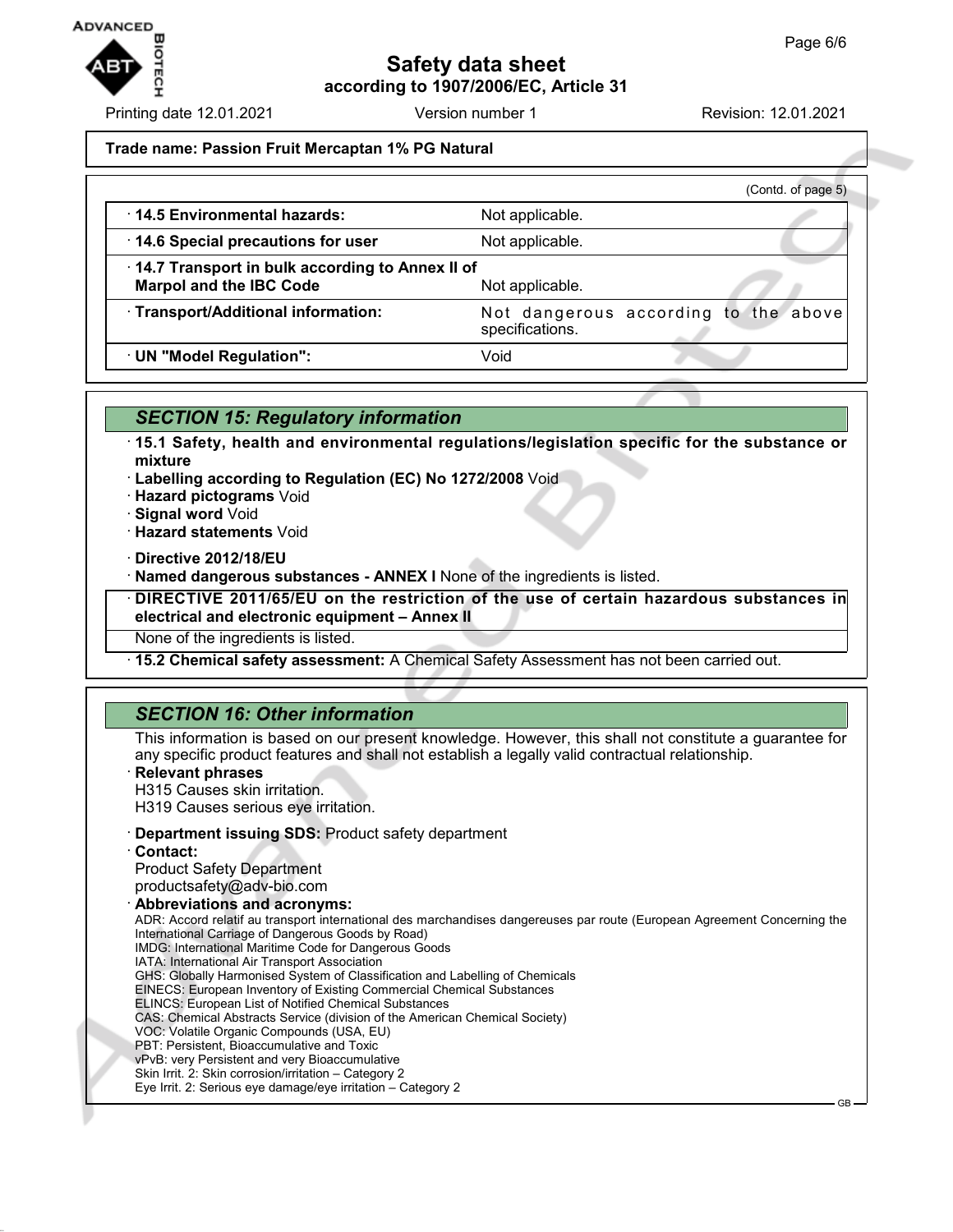**Trade name: Passion Fruit Mercaptan 1% PG Natural**

(Contd. of page 5)

| | |
|---|---|
| · **14.5 Environmental hazards:** | Not applicable. |
| · **14.6 Special precautions for user** | Not applicable. |
| · **14.7 Transport in bulk according to Annex II of Marpol and the IBC Code** | Not applicable. |
| · **Transport/Additional information:** | Not dangerous according to the above specifications. |
| · **UN "Model Regulation":** | Void |

## *SECTION 15: Regulatory information*

· **15.1 Safety, health and environmental regulations/legislation specific for the substance or mixture**
· **Labelling according to Regulation (EC) No 1272/2008** Void
· **Hazard pictograms** Void
· **Signal word** Void
· **Hazard statements** Void

· **Directive 2012/18/EU**
· **Named dangerous substances - ANNEX I** None of the ingredients is listed.
· **DIRECTIVE 2011/65/EU on the restriction of the use of certain hazardous substances in electrical and electronic equipment – Annex II**
None of the ingredients is listed.
· **15.2 Chemical safety assessment:** A Chemical Safety Assessment has not been carried out.

## *SECTION 16: Other information*

This information is based on our present knowledge. However, this shall not constitute a guarantee for any specific product features and shall not establish a legally valid contractual relationship.

· **Relevant phrases**
H315 Causes skin irritation.
H319 Causes serious eye irritation.

· **Department issuing SDS:** Product safety department
· **Contact:**
Product Safety Department
productsafety@adv-bio.com
· **Abbreviations and acronyms:**
ADR: Accord relatif au transport international des marchandises dangereuses par route (European Agreement Concerning the International Carriage of Dangerous Goods by Road)
IMDG: International Maritime Code for Dangerous Goods
IATA: International Air Transport Association
GHS: Globally Harmonised System of Classification and Labelling of Chemicals
EINECS: European Inventory of Existing Commercial Chemical Substances
ELINCS: European List of Notified Chemical Substances
CAS: Chemical Abstracts Service (division of the American Chemical Society)
VOC: Volatile Organic Compounds (USA, EU)
PBT: Persistent, Bioaccumulative and Toxic
vPvB: very Persistent and very Bioaccumulative
Skin Irrit. 2: Skin corrosion/irritation – Category 2
Eye Irrit. 2: Serious eye damage/eye irritation – Category 2

GB